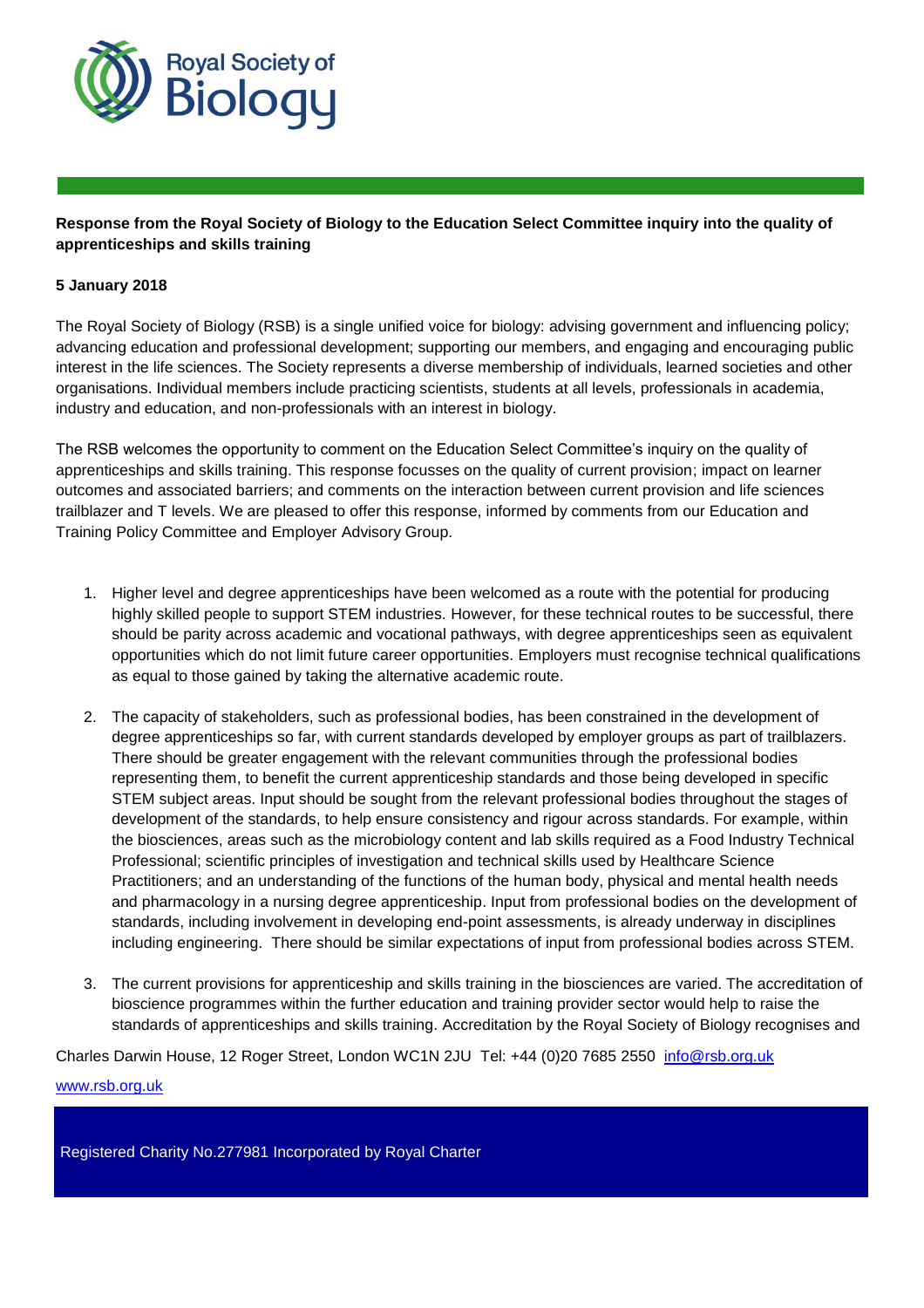**Response from the Royal Society of Biology to the Education Select Committee inquiry into the quality of apprenticeships and skills training**

**5 January 2018**

The Royal Society of Biology (RSB) is a single unified voice for biology: advising government and influencing policy; advancing education and professional development; supporting our members, and engaging and encouraging public interest in the life sciences. The Society represents a diverse membership of individuals, learned societies and other organisations. Individual members include practicing scientists, students at all levels, professionals in academia, industry and education, and non-professionals with an interest in biology.

The RSB welcomes the opportunity to comment on the Education Select Committee's inquiry on the quality of apprenticeships and skills training. This response focusses on the quality of current provision; impact on learner outcomes and associated barriers; and comments on the interaction between current provision and life sciences trailblazer and T levels. We are pleased to offer this response, informed by comments from our Education and Training Policy Committee and Employer Advisory Group.

1. Higher level and degree apprenticeships have been welcomed as a route with the potential for producing highly skilled people to support STEM industries. However, for these technical routes to be successful, there should be parity across academic and vocational pathways, with degree apprenticeships seen as equivalent opportunities which do not limit future career opportunities. Employers must recognise technical qualifications as equal to those gained by taking the alternative academic route.

2. The capacity of stakeholders, such as professional bodies, has been constrained in the development of degree apprenticeships so far, with current standards developed by employer groups as part of trailblazers. There should be greater engagement with the relevant communities through the professional bodies representing them, to benefit the current apprenticeship standards and those being developed in specific STEM subject areas. Input should be sought from the relevant professional bodies throughout the stages of development of the standards, to help ensure consistency and rigour across standards. For example, within the biosciences, areas such as the microbiology content and lab skills required as a Food Industry Technical Professional; scientific principles of investigation and technical skills used by Healthcare Science Practitioners; and an understanding of the functions of the human body, physical and mental health needs and pharmacology in a nursing degree apprenticeship. Input from professional bodies on the development of standards, including involvement in developing end-point assessments, is already underway in disciplines including engineering. There should be similar expectations of input from professional bodies across STEM.

3. The current provisions for apprenticeship and skills training in the biosciences are varied. The accreditation of bioscience programmes within the further education and training provider sector would help to raise the standards of apprenticeships and skills training. Accreditation by the Royal Society of Biology recognises and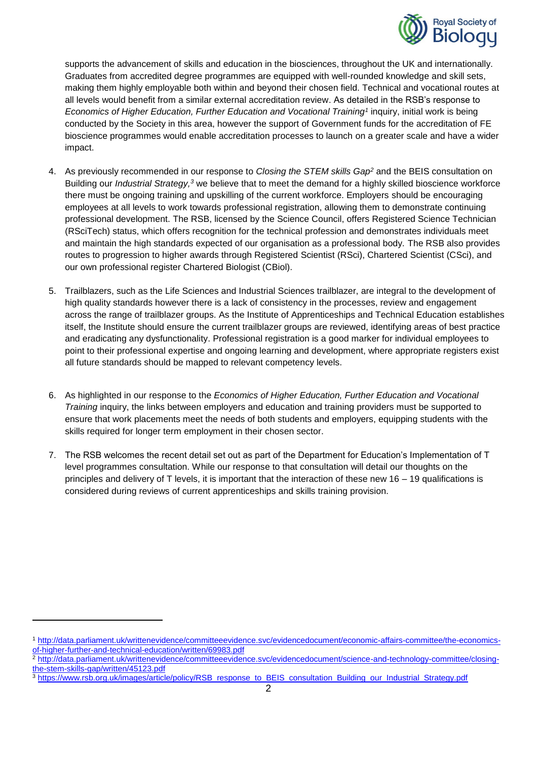supports the advancement of skills and education in the biosciences, throughout the UK and internationally. Graduates from accredited degree programmes are equipped with well-rounded knowledge and skill sets, making them highly employable both within and beyond their chosen field. Technical and vocational routes at all levels would benefit from a similar external accreditation review. As detailed in the RSB's response to *Economics of Higher Education, Further Education and Vocational Training*[1] inquiry, initial work is being conducted by the Society in this area, however the support of Government funds for the accreditation of FE bioscience programmes would enable accreditation processes to launch on a greater scale and have a wider impact.

4. As previously recommended in our response to *Closing the STEM skills Gap*[2] and the BEIS consultation on Building our *Industrial Strategy,*[3] we believe that to meet the demand for a highly skilled bioscience workforce there must be ongoing training and upskilling of the current workforce. Employers should be encouraging employees at all levels to work towards professional registration, allowing them to demonstrate continuing professional development. The RSB, licensed by the Science Council, offers Registered Science Technician (RSciTech) status, which offers recognition for the technical profession and demonstrates individuals meet and maintain the high standards expected of our organisation as a professional body. The RSB also provides routes to progression to higher awards through Registered Scientist (RSci), Chartered Scientist (CSci), and our own professional register Chartered Biologist (CBiol).

5. Trailblazers, such as the Life Sciences and Industrial Sciences trailblazer, are integral to the development of high quality standards however there is a lack of consistency in the processes, review and engagement across the range of trailblazer groups. As the Institute of Apprenticeships and Technical Education establishes itself, the Institute should ensure the current trailblazer groups are reviewed, identifying areas of best practice and eradicating any dysfunctionality. Professional registration is a good marker for individual employees to point to their professional expertise and ongoing learning and development, where appropriate registers exist all future standards should be mapped to relevant competency levels.

6. As highlighted in our response to the *Economics of Higher Education, Further Education and Vocational Training* inquiry, the links between employers and education and training providers must be supported to ensure that work placements meet the needs of both students and employers, equipping students with the skills required for longer term employment in their chosen sector.

7. The RSB welcomes the recent detail set out as part of the Department for Education's Implementation of T level programmes consultation. While our response to that consultation will detail our thoughts on the principles and delivery of T levels, it is important that the interaction of these new 16 – 19 qualifications is considered during reviews of current apprenticeships and skills training provision.

---

[1] http://data.parliament.uk/writtenevidence/committeeevidence.svc/evidencedocument/economic-affairs-committee/the-economics-of-higher-further-and-technical-education/written/69983.pdf

[2] http://data.parliament.uk/writtenevidence/committeeevidence.svc/evidencedocument/science-and-technology-committee/closing-the-stem-skills-gap/written/45123.pdf

[3] https://www.rsb.org.uk/images/article/policy/RSB_response_to_BEIS_consultation_Building_our_Industrial_Strategy.pdf